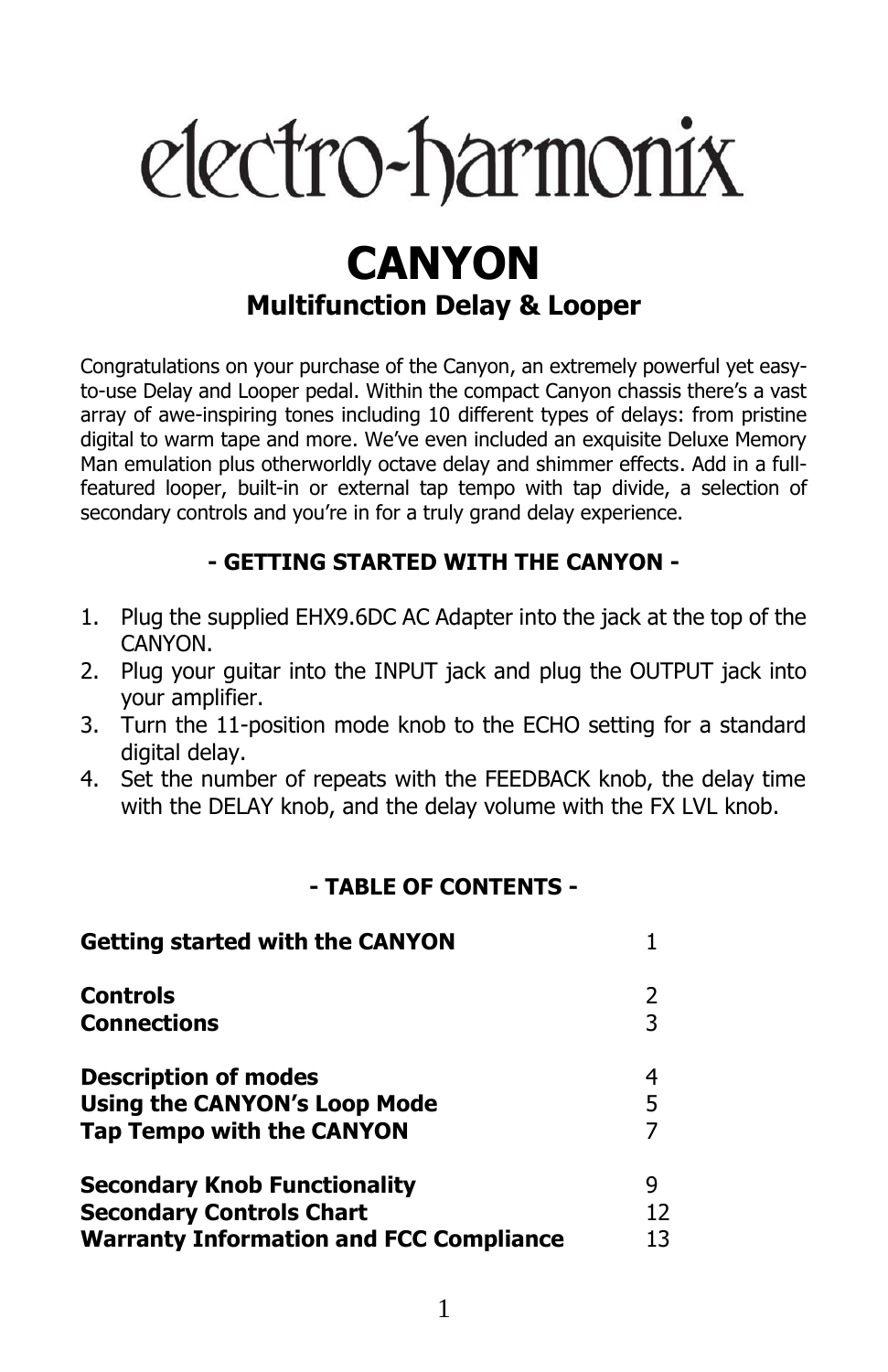# electro-harmonix

# CANYON

## Multifunction Delay & Looper

Congratulations on your purchase of the Canyon, an extremely powerful yet easy-to-use Delay and Looper pedal. Within the compact Canyon chassis there's a vast array of awe-inspiring tones including 10 different types of delays: from pristine digital to warm tape and more. We've even included an exquisite Deluxe Memory Man emulation plus otherworldly octave delay and shimmer effects. Add in a full-featured looper, built-in or external tap tempo with tap divide, a selection of secondary controls and you're in for a truly grand delay experience.

### - GETTING STARTED WITH THE CANYON -

1. Plug the supplied EHX9.6DC AC Adapter into the jack at the top of the CANYON.
2. Plug your guitar into the INPUT jack and plug the OUTPUT jack into your amplifier.
3. Turn the 11-position mode knob to the ECHO setting for a standard digital delay.
4. Set the number of repeats with the FEEDBACK knob, the delay time with the DELAY knob, and the delay volume with the FX LVL knob.

### - TABLE OF CONTENTS -

| | |
|---|---|
| **Getting started with the CANYON** | 1 |
| **Controls** | 2 |
| **Connections** | 3 |
| **Description of modes** | 4 |
| **Using the CANYON's Loop Mode** | 5 |
| **Tap Tempo with the CANYON** | 7 |
| **Secondary Knob Functionality** | 9 |
| **Secondary Controls Chart** | 12 |
| **Warranty Information and FCC Compliance** | 13 |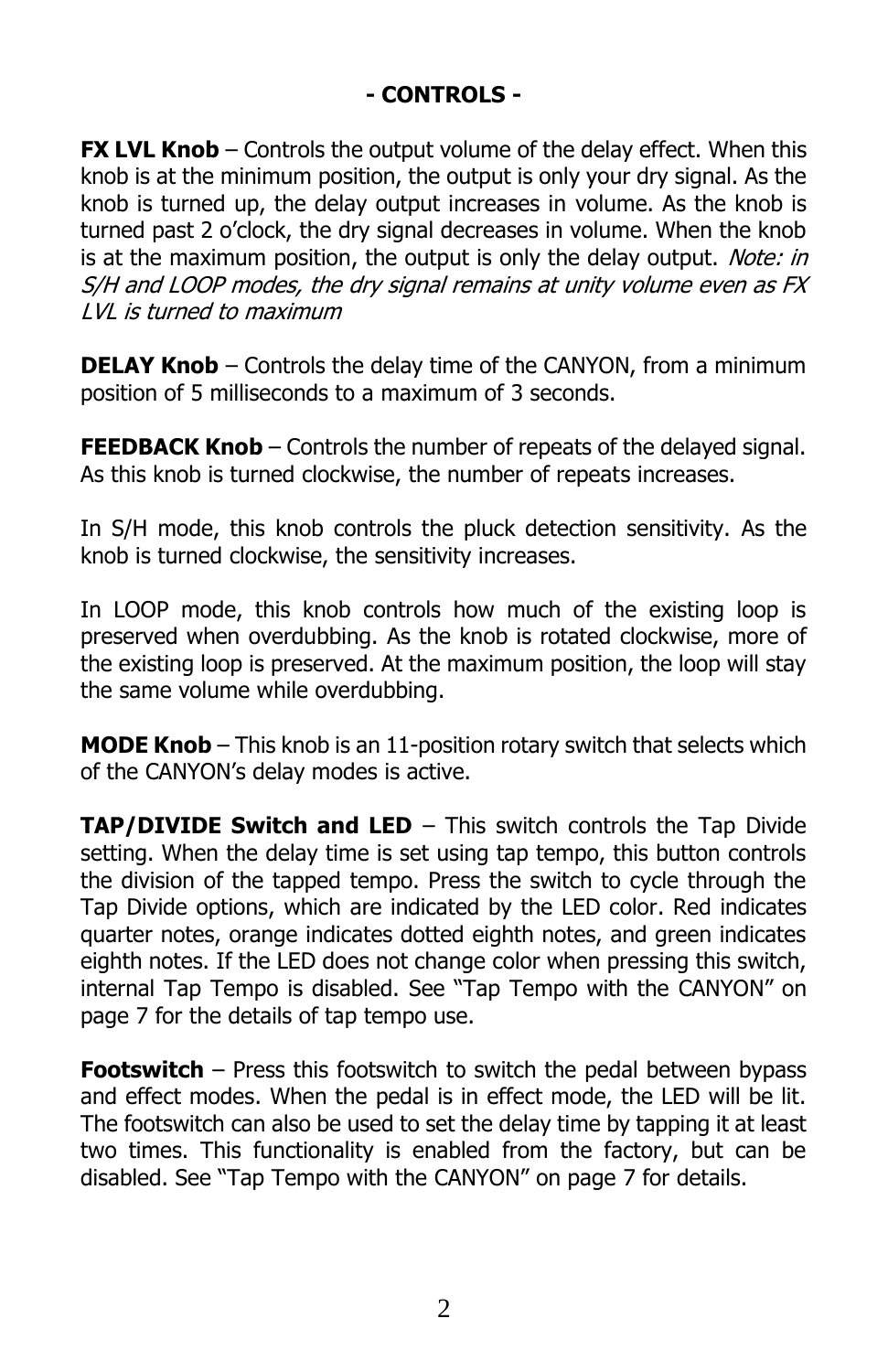## - CONTROLS -

**FX LVL Knob** – Controls the output volume of the delay effect. When this knob is at the minimum position, the output is only your dry signal. As the knob is turned up, the delay output increases in volume. As the knob is turned past 2 o'clock, the dry signal decreases in volume. When the knob is at the maximum position, the output is only the delay output. *Note: in S/H and LOOP modes, the dry signal remains at unity volume even as FX LVL is turned to maximum*

**DELAY Knob** – Controls the delay time of the CANYON, from a minimum position of 5 milliseconds to a maximum of 3 seconds.

**FEEDBACK Knob** – Controls the number of repeats of the delayed signal. As this knob is turned clockwise, the number of repeats increases.

In S/H mode, this knob controls the pluck detection sensitivity. As the knob is turned clockwise, the sensitivity increases.

In LOOP mode, this knob controls how much of the existing loop is preserved when overdubbing. As the knob is rotated clockwise, more of the existing loop is preserved. At the maximum position, the loop will stay the same volume while overdubbing.

**MODE Knob** – This knob is an 11-position rotary switch that selects which of the CANYON's delay modes is active.

**TAP/DIVIDE Switch and LED** – This switch controls the Tap Divide setting. When the delay time is set using tap tempo, this button controls the division of the tapped tempo. Press the switch to cycle through the Tap Divide options, which are indicated by the LED color. Red indicates quarter notes, orange indicates dotted eighth notes, and green indicates eighth notes. If the LED does not change color when pressing this switch, internal Tap Tempo is disabled. See "Tap Tempo with the CANYON" on page 7 for the details of tap tempo use.

**Footswitch** – Press this footswitch to switch the pedal between bypass and effect modes. When the pedal is in effect mode, the LED will be lit. The footswitch can also be used to set the delay time by tapping it at least two times. This functionality is enabled from the factory, but can be disabled. See "Tap Tempo with the CANYON" on page 7 for details.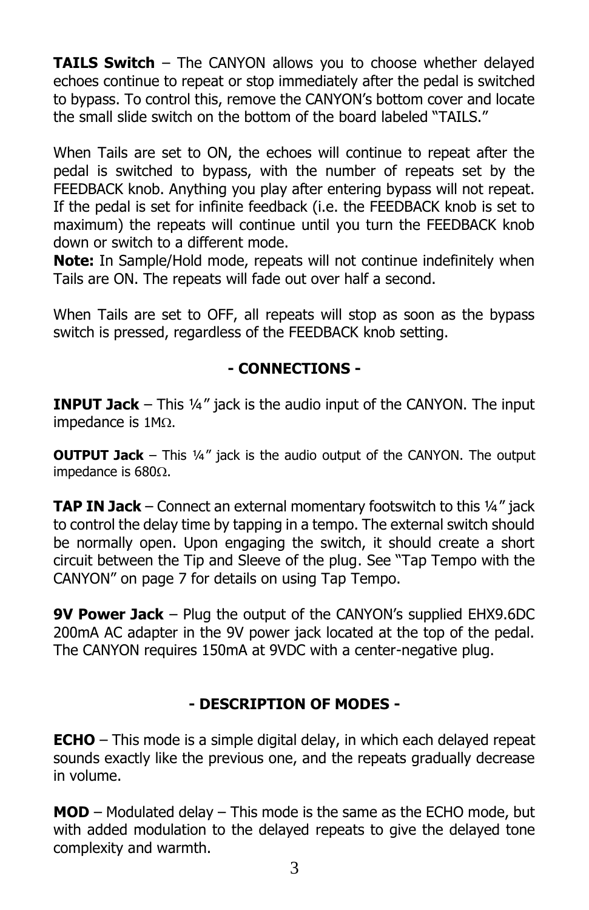**TAILS Switch** – The CANYON allows you to choose whether delayed echoes continue to repeat or stop immediately after the pedal is switched to bypass. To control this, remove the CANYON's bottom cover and locate the small slide switch on the bottom of the board labeled "TAILS."

When Tails are set to ON, the echoes will continue to repeat after the pedal is switched to bypass, with the number of repeats set by the FEEDBACK knob. Anything you play after entering bypass will not repeat. If the pedal is set for infinite feedback (i.e. the FEEDBACK knob is set to maximum) the repeats will continue until you turn the FEEDBACK knob down or switch to a different mode.
**Note:** In Sample/Hold mode, repeats will not continue indefinitely when Tails are ON. The repeats will fade out over half a second.

When Tails are set to OFF, all repeats will stop as soon as the bypass switch is pressed, regardless of the FEEDBACK knob setting.

## - CONNECTIONS -

**INPUT Jack** – This ¼" jack is the audio input of the CANYON. The input impedance is 1MΩ.

**OUTPUT Jack** – This ¼" jack is the audio output of the CANYON. The output impedance is 680Ω.

**TAP IN Jack** – Connect an external momentary footswitch to this ¼" jack to control the delay time by tapping in a tempo. The external switch should be normally open. Upon engaging the switch, it should create a short circuit between the Tip and Sleeve of the plug. See "Tap Tempo with the CANYON" on page 7 for details on using Tap Tempo.

**9V Power Jack** – Plug the output of the CANYON's supplied EHX9.6DC 200mA AC adapter in the 9V power jack located at the top of the pedal. The CANYON requires 150mA at 9VDC with a center-negative plug.

## - DESCRIPTION OF MODES -

**ECHO** – This mode is a simple digital delay, in which each delayed repeat sounds exactly like the previous one, and the repeats gradually decrease in volume.

**MOD** – Modulated delay – This mode is the same as the ECHO mode, but with added modulation to the delayed repeats to give the delayed tone complexity and warmth.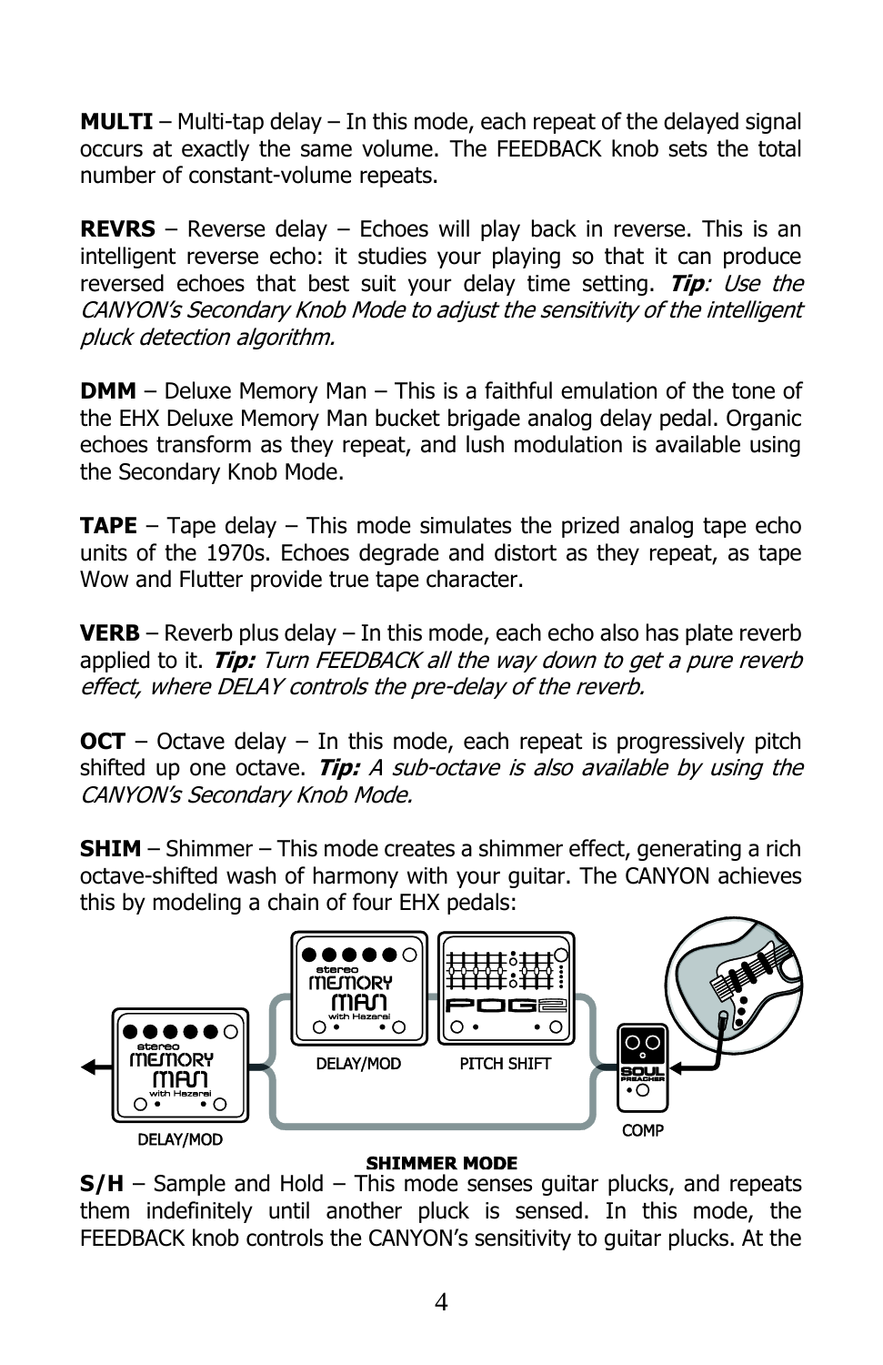**MULTI** – Multi-tap delay – In this mode, each repeat of the delayed signal occurs at exactly the same volume. The FEEDBACK knob sets the total number of constant-volume repeats.

**REVRS** – Reverse delay – Echoes will play back in reverse. This is an intelligent reverse echo: it studies your playing so that it can produce reversed echoes that best suit your delay time setting. ***Tip****: Use the CANYON's Secondary Knob Mode to adjust the sensitivity of the intelligent pluck detection algorithm.*

**DMM** – Deluxe Memory Man – This is a faithful emulation of the tone of the EHX Deluxe Memory Man bucket brigade analog delay pedal. Organic echoes transform as they repeat, and lush modulation is available using the Secondary Knob Mode.

**TAPE** – Tape delay – This mode simulates the prized analog tape echo units of the 1970s. Echoes degrade and distort as they repeat, as tape Wow and Flutter provide true tape character.

**VERB** – Reverb plus delay – In this mode, each echo also has plate reverb applied to it. ***Tip:*** *Turn FEEDBACK all the way down to get a pure reverb effect, where DELAY controls the pre-delay of the reverb.*

**OCT** – Octave delay – In this mode, each repeat is progressively pitch shifted up one octave. ***Tip:*** *A sub-octave is also available by using the CANYON's Secondary Knob Mode.*

**SHIM** – Shimmer – This mode creates a shimmer effect, generating a rich octave-shifted wash of harmony with your guitar. The CANYON achieves this by modeling a chain of four EHX pedals:

DELAY/MOD | DELAY/MOD | PITCH SHIFT | COMP

**SHIMMER MODE**

**S/H** – Sample and Hold – This mode senses guitar plucks, and repeats them indefinitely until another pluck is sensed. In this mode, the FEEDBACK knob controls the CANYON's sensitivity to guitar plucks. At the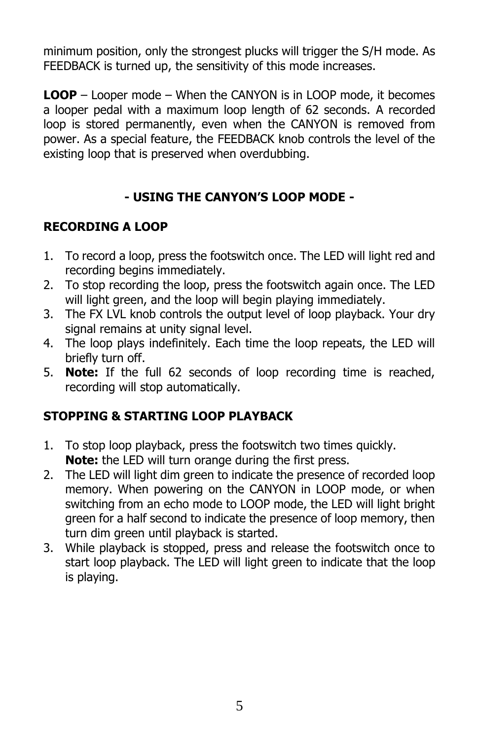minimum position, only the strongest plucks will trigger the S/H mode. As FEEDBACK is turned up, the sensitivity of this mode increases.

**LOOP** – Looper mode – When the CANYON is in LOOP mode, it becomes a looper pedal with a maximum loop length of 62 seconds. A recorded loop is stored permanently, even when the CANYON is removed from power. As a special feature, the FEEDBACK knob controls the level of the existing loop that is preserved when overdubbing.

## - USING THE CANYON'S LOOP MODE -

### RECORDING A LOOP

1. To record a loop, press the footswitch once. The LED will light red and recording begins immediately.
2. To stop recording the loop, press the footswitch again once. The LED will light green, and the loop will begin playing immediately.
3. The FX LVL knob controls the output level of loop playback. Your dry signal remains at unity signal level.
4. The loop plays indefinitely. Each time the loop repeats, the LED will briefly turn off.
5. **Note:** If the full 62 seconds of loop recording time is reached, recording will stop automatically.

### STOPPING & STARTING LOOP PLAYBACK

1. To stop loop playback, press the footswitch two times quickly.
   **Note:** the LED will turn orange during the first press.
2. The LED will light dim green to indicate the presence of recorded loop memory. When powering on the CANYON in LOOP mode, or when switching from an echo mode to LOOP mode, the LED will light bright green for a half second to indicate the presence of loop memory, then turn dim green until playback is started.
3. While playback is stopped, press and release the footswitch once to start loop playback. The LED will light green to indicate that the loop is playing.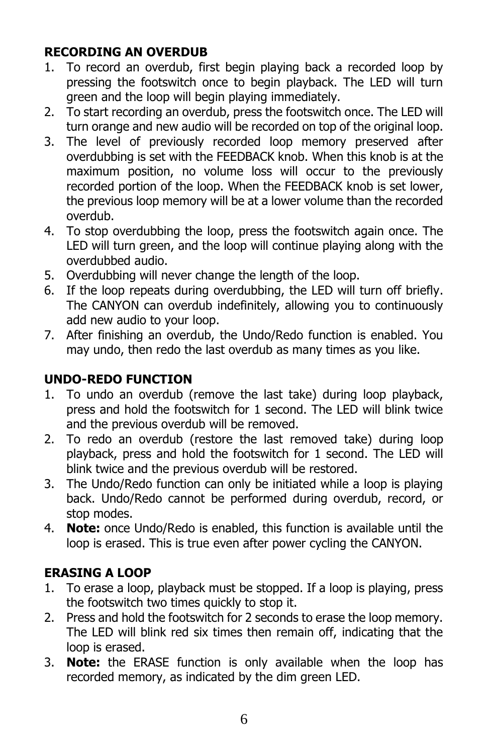**RECORDING AN OVERDUB**

1. To record an overdub, first begin playing back a recorded loop by pressing the footswitch once to begin playback. The LED will turn green and the loop will begin playing immediately.
2. To start recording an overdub, press the footswitch once. The LED will turn orange and new audio will be recorded on top of the original loop.
3. The level of previously recorded loop memory preserved after overdubbing is set with the FEEDBACK knob. When this knob is at the maximum position, no volume loss will occur to the previously recorded portion of the loop. When the FEEDBACK knob is set lower, the previous loop memory will be at a lower volume than the recorded overdub.
4. To stop overdubbing the loop, press the footswitch again once. The LED will turn green, and the loop will continue playing along with the overdubbed audio.
5. Overdubbing will never change the length of the loop.
6. If the loop repeats during overdubbing, the LED will turn off briefly. The CANYON can overdub indefinitely, allowing you to continuously add new audio to your loop.
7. After finishing an overdub, the Undo/Redo function is enabled. You may undo, then redo the last overdub as many times as you like.

**UNDO-REDO FUNCTION**

1. To undo an overdub (remove the last take) during loop playback, press and hold the footswitch for 1 second. The LED will blink twice and the previous overdub will be removed.
2. To redo an overdub (restore the last removed take) during loop playback, press and hold the footswitch for 1 second. The LED will blink twice and the previous overdub will be restored.
3. The Undo/Redo function can only be initiated while a loop is playing back. Undo/Redo cannot be performed during overdub, record, or stop modes.
4. **Note:** once Undo/Redo is enabled, this function is available until the loop is erased. This is true even after power cycling the CANYON.

**ERASING A LOOP**

1. To erase a loop, playback must be stopped. If a loop is playing, press the footswitch two times quickly to stop it.
2. Press and hold the footswitch for 2 seconds to erase the loop memory. The LED will blink red six times then remain off, indicating that the loop is erased.
3. **Note:** the ERASE function is only available when the loop has recorded memory, as indicated by the dim green LED.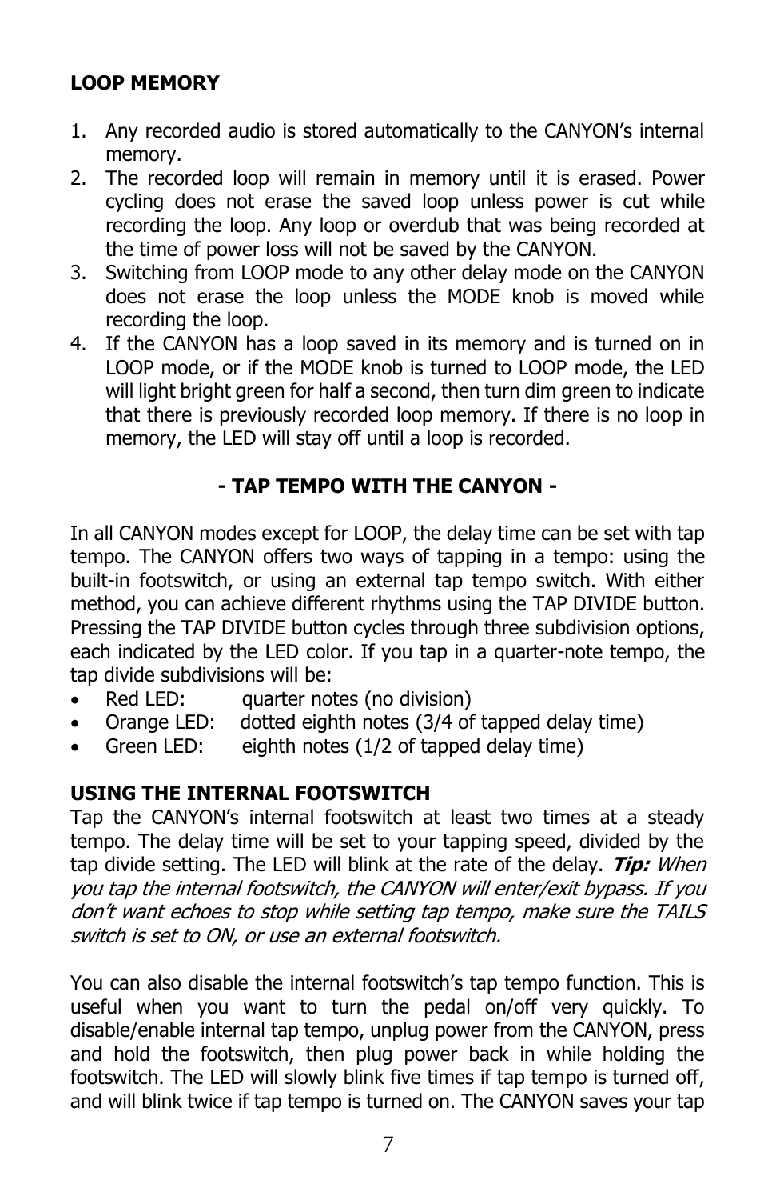**LOOP MEMORY**

1. Any recorded audio is stored automatically to the CANYON's internal memory.
2. The recorded loop will remain in memory until it is erased. Power cycling does not erase the saved loop unless power is cut while recording the loop. Any loop or overdub that was being recorded at the time of power loss will not be saved by the CANYON.
3. Switching from LOOP mode to any other delay mode on the CANYON does not erase the loop unless the MODE knob is moved while recording the loop.
4. If the CANYON has a loop saved in its memory and is turned on in LOOP mode, or if the MODE knob is turned to LOOP mode, the LED will light bright green for half a second, then turn dim green to indicate that there is previously recorded loop memory. If there is no loop in memory, the LED will stay off until a loop is recorded.

## - TAP TEMPO WITH THE CANYON -

In all CANYON modes except for LOOP, the delay time can be set with tap tempo. The CANYON offers two ways of tapping in a tempo: using the built-in footswitch, or using an external tap tempo switch. With either method, you can achieve different rhythms using the TAP DIVIDE button. Pressing the TAP DIVIDE button cycles through three subdivision options, each indicated by the LED color. If you tap in a quarter-note tempo, the tap divide subdivisions will be:

- Red LED: quarter notes (no division)
- Orange LED: dotted eighth notes (3/4 of tapped delay time)
- Green LED: eighth notes (1/2 of tapped delay time)

**USING THE INTERNAL FOOTSWITCH**

Tap the CANYON's internal footswitch at least two times at a steady tempo. The delay time will be set to your tapping speed, divided by the tap divide setting. The LED will blink at the rate of the delay. ***Tip:*** *When you tap the internal footswitch, the CANYON will enter/exit bypass. If you don't want echoes to stop while setting tap tempo, make sure the TAILS switch is set to ON, or use an external footswitch.*

You can also disable the internal footswitch's tap tempo function. This is useful when you want to turn the pedal on/off very quickly. To disable/enable internal tap tempo, unplug power from the CANYON, press and hold the footswitch, then plug power back in while holding the footswitch. The LED will slowly blink five times if tap tempo is turned off, and will blink twice if tap tempo is turned on. The CANYON saves your tap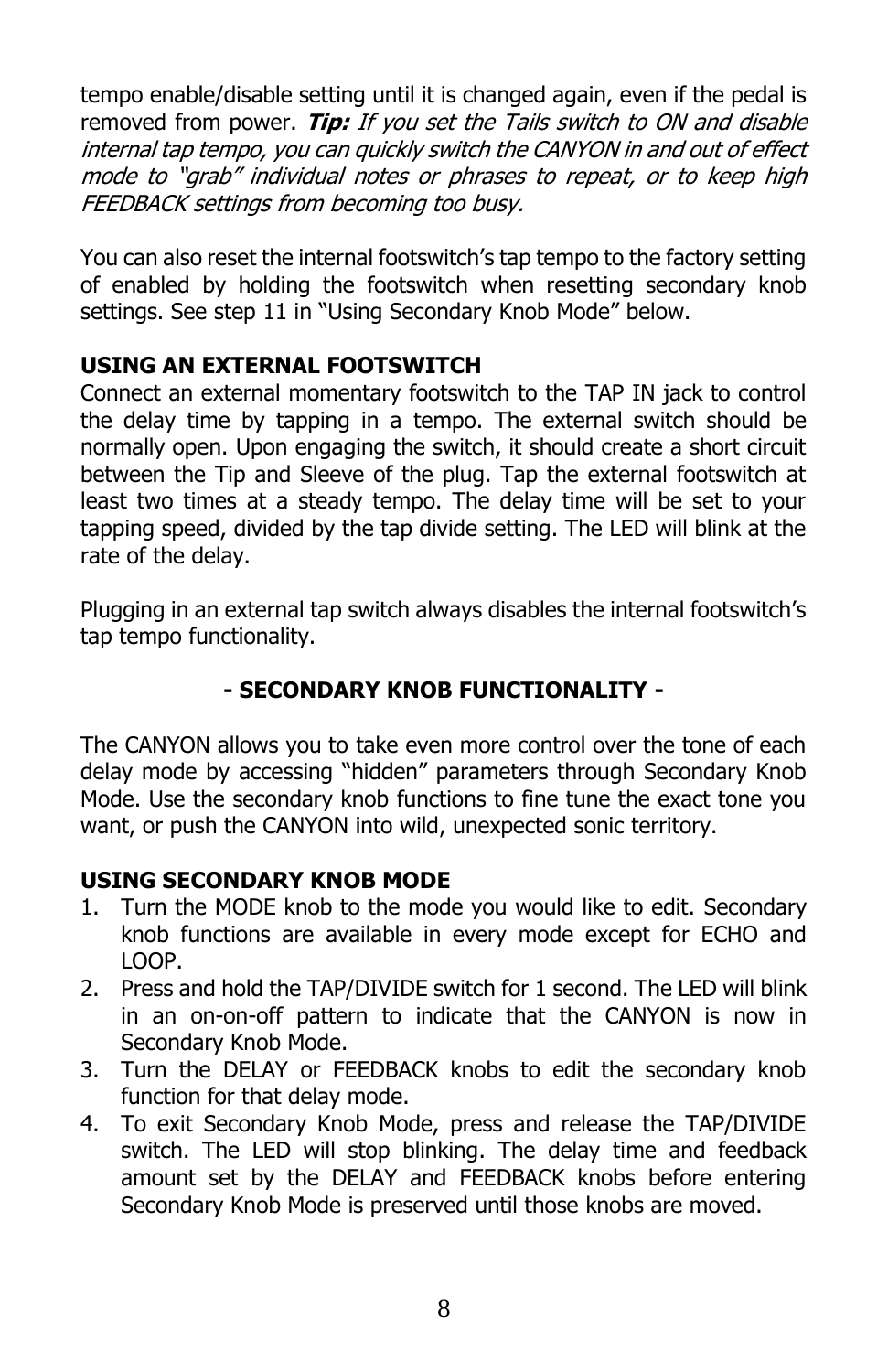tempo enable/disable setting until it is changed again, even if the pedal is removed from power. ***Tip:*** *If you set the Tails switch to ON and disable internal tap tempo, you can quickly switch the CANYON in and out of effect mode to "grab" individual notes or phrases to repeat, or to keep high FEEDBACK settings from becoming too busy.*

You can also reset the internal footswitch's tap tempo to the factory setting of enabled by holding the footswitch when resetting secondary knob settings. See step 11 in "Using Secondary Knob Mode" below.

**USING AN EXTERNAL FOOTSWITCH**

Connect an external momentary footswitch to the TAP IN jack to control the delay time by tapping in a tempo. The external switch should be normally open. Upon engaging the switch, it should create a short circuit between the Tip and Sleeve of the plug. Tap the external footswitch at least two times at a steady tempo. The delay time will be set to your tapping speed, divided by the tap divide setting. The LED will blink at the rate of the delay.

Plugging in an external tap switch always disables the internal footswitch's tap tempo functionality.

## - SECONDARY KNOB FUNCTIONALITY -

The CANYON allows you to take even more control over the tone of each delay mode by accessing "hidden" parameters through Secondary Knob Mode. Use the secondary knob functions to fine tune the exact tone you want, or push the CANYON into wild, unexpected sonic territory.

**USING SECONDARY KNOB MODE**

1. Turn the MODE knob to the mode you would like to edit. Secondary knob functions are available in every mode except for ECHO and LOOP.
2. Press and hold the TAP/DIVIDE switch for 1 second. The LED will blink in an on-on-off pattern to indicate that the CANYON is now in Secondary Knob Mode.
3. Turn the DELAY or FEEDBACK knobs to edit the secondary knob function for that delay mode.
4. To exit Secondary Knob Mode, press and release the TAP/DIVIDE switch. The LED will stop blinking. The delay time and feedback amount set by the DELAY and FEEDBACK knobs before entering Secondary Knob Mode is preserved until those knobs are moved.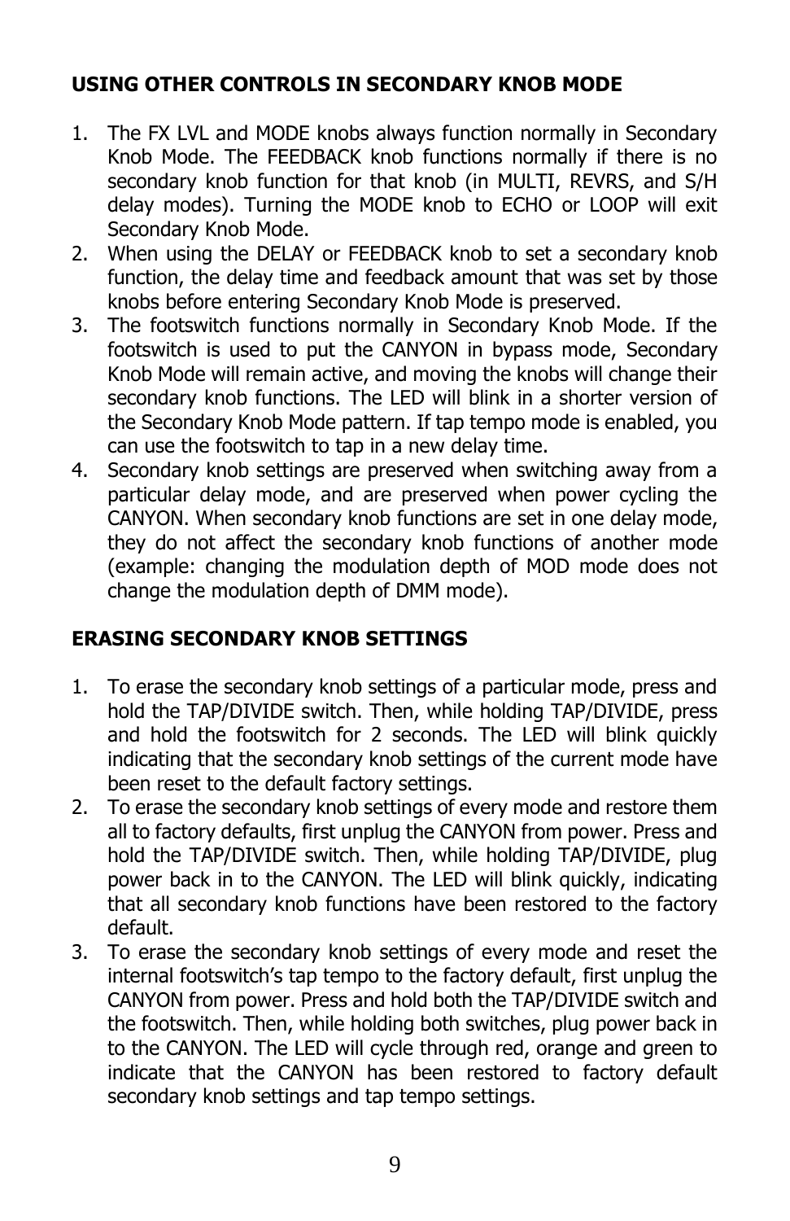## USING OTHER CONTROLS IN SECONDARY KNOB MODE

1. The FX LVL and MODE knobs always function normally in Secondary Knob Mode. The FEEDBACK knob functions normally if there is no secondary knob function for that knob (in MULTI, REVRS, and S/H delay modes). Turning the MODE knob to ECHO or LOOP will exit Secondary Knob Mode.
2. When using the DELAY or FEEDBACK knob to set a secondary knob function, the delay time and feedback amount that was set by those knobs before entering Secondary Knob Mode is preserved.
3. The footswitch functions normally in Secondary Knob Mode. If the footswitch is used to put the CANYON in bypass mode, Secondary Knob Mode will remain active, and moving the knobs will change their secondary knob functions. The LED will blink in a shorter version of the Secondary Knob Mode pattern. If tap tempo mode is enabled, you can use the footswitch to tap in a new delay time.
4. Secondary knob settings are preserved when switching away from a particular delay mode, and are preserved when power cycling the CANYON. When secondary knob functions are set in one delay mode, they do not affect the secondary knob functions of another mode (example: changing the modulation depth of MOD mode does not change the modulation depth of DMM mode).

## ERASING SECONDARY KNOB SETTINGS

1. To erase the secondary knob settings of a particular mode, press and hold the TAP/DIVIDE switch. Then, while holding TAP/DIVIDE, press and hold the footswitch for 2 seconds. The LED will blink quickly indicating that the secondary knob settings of the current mode have been reset to the default factory settings.
2. To erase the secondary knob settings of every mode and restore them all to factory defaults, first unplug the CANYON from power. Press and hold the TAP/DIVIDE switch. Then, while holding TAP/DIVIDE, plug power back in to the CANYON. The LED will blink quickly, indicating that all secondary knob functions have been restored to the factory default.
3. To erase the secondary knob settings of every mode and reset the internal footswitch's tap tempo to the factory default, first unplug the CANYON from power. Press and hold both the TAP/DIVIDE switch and the footswitch. Then, while holding both switches, plug power back in to the CANYON. The LED will cycle through red, orange and green to indicate that the CANYON has been restored to factory default secondary knob settings and tap tempo settings.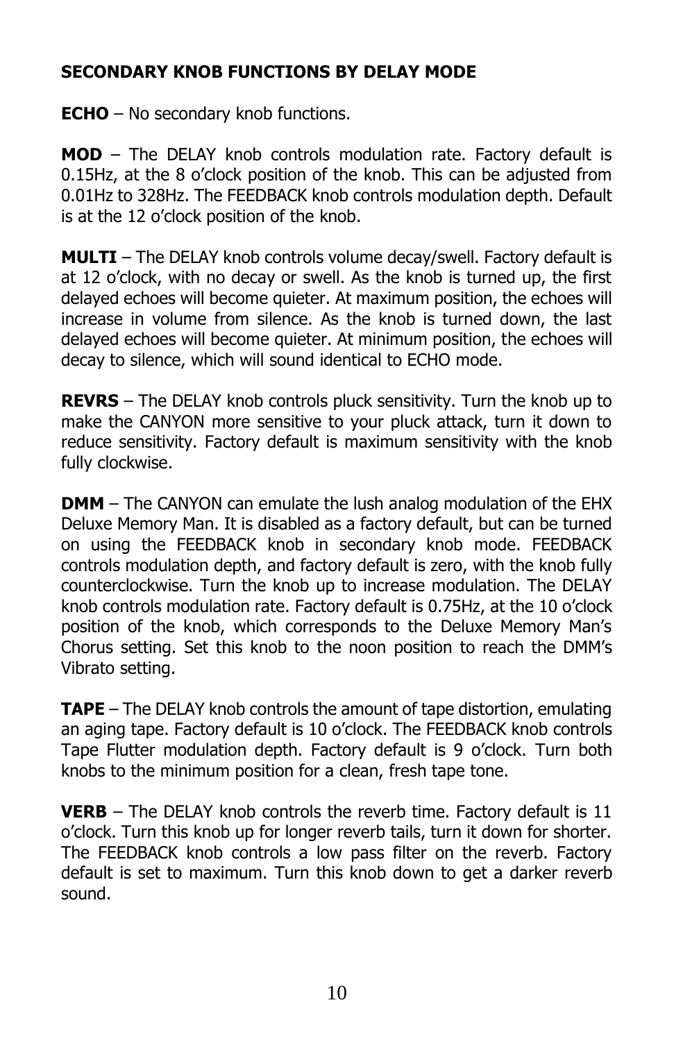## SECONDARY KNOB FUNCTIONS BY DELAY MODE

**ECHO** – No secondary knob functions.

**MOD** – The DELAY knob controls modulation rate. Factory default is 0.15Hz, at the 8 o'clock position of the knob. This can be adjusted from 0.01Hz to 328Hz. The FEEDBACK knob controls modulation depth. Default is at the 12 o'clock position of the knob.

**MULTI** – The DELAY knob controls volume decay/swell. Factory default is at 12 o'clock, with no decay or swell. As the knob is turned up, the first delayed echoes will become quieter. At maximum position, the echoes will increase in volume from silence. As the knob is turned down, the last delayed echoes will become quieter. At minimum position, the echoes will decay to silence, which will sound identical to ECHO mode.

**REVRS** – The DELAY knob controls pluck sensitivity. Turn the knob up to make the CANYON more sensitive to your pluck attack, turn it down to reduce sensitivity. Factory default is maximum sensitivity with the knob fully clockwise.

**DMM** – The CANYON can emulate the lush analog modulation of the EHX Deluxe Memory Man. It is disabled as a factory default, but can be turned on using the FEEDBACK knob in secondary knob mode. FEEDBACK controls modulation depth, and factory default is zero, with the knob fully counterclockwise. Turn the knob up to increase modulation. The DELAY knob controls modulation rate. Factory default is 0.75Hz, at the 10 o'clock position of the knob, which corresponds to the Deluxe Memory Man's Chorus setting. Set this knob to the noon position to reach the DMM's Vibrato setting.

**TAPE** – The DELAY knob controls the amount of tape distortion, emulating an aging tape. Factory default is 10 o'clock. The FEEDBACK knob controls Tape Flutter modulation depth. Factory default is 9 o'clock. Turn both knobs to the minimum position for a clean, fresh tape tone.

**VERB** – The DELAY knob controls the reverb time. Factory default is 11 o'clock. Turn this knob up for longer reverb tails, turn it down for shorter. The FEEDBACK knob controls a low pass filter on the reverb. Factory default is set to maximum. Turn this knob down to get a darker reverb sound.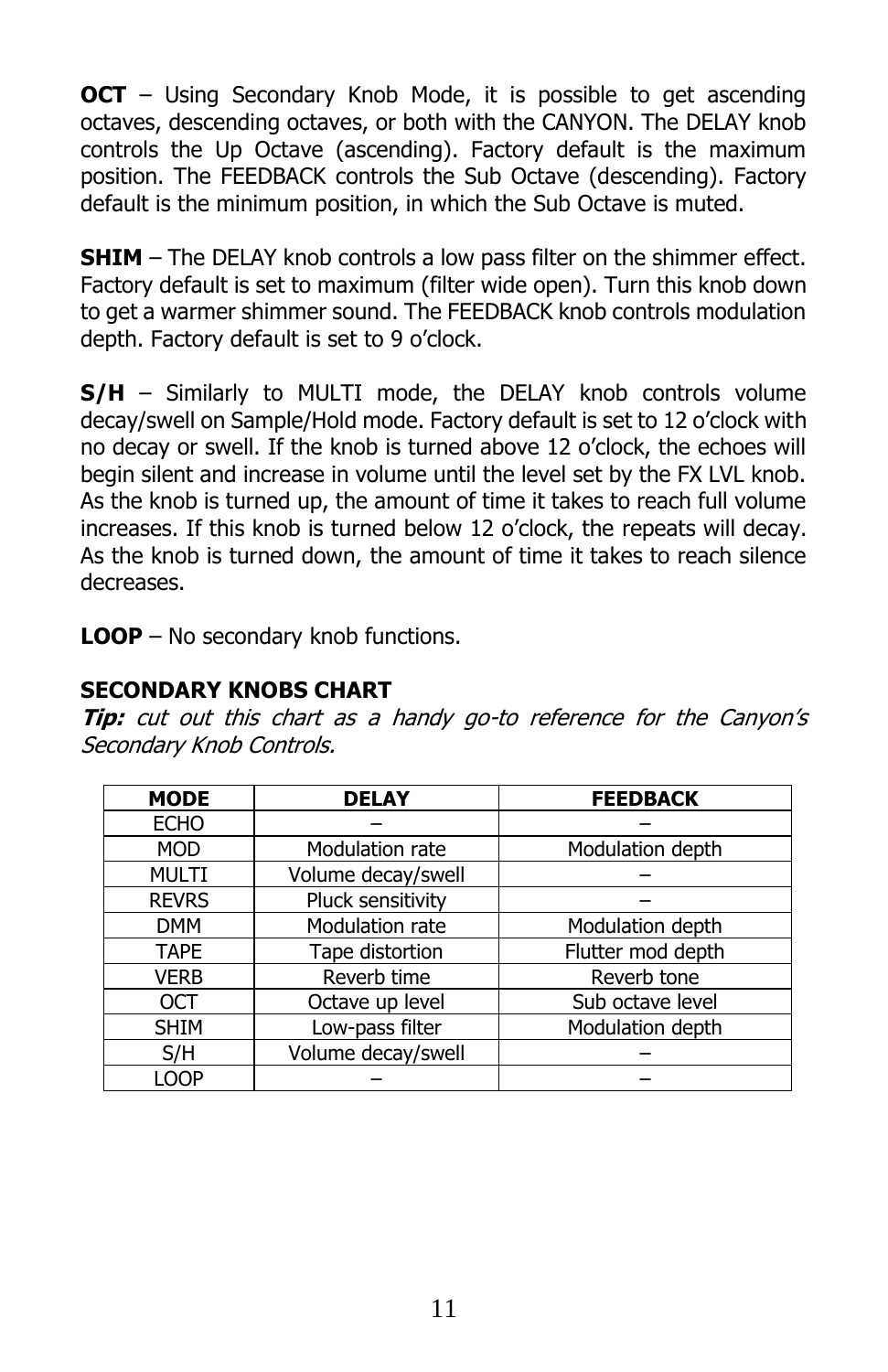**OCT** – Using Secondary Knob Mode, it is possible to get ascending octaves, descending octaves, or both with the CANYON. The DELAY knob controls the Up Octave (ascending). Factory default is the maximum position. The FEEDBACK controls the Sub Octave (descending). Factory default is the minimum position, in which the Sub Octave is muted.

**SHIM** – The DELAY knob controls a low pass filter on the shimmer effect. Factory default is set to maximum (filter wide open). Turn this knob down to get a warmer shimmer sound. The FEEDBACK knob controls modulation depth. Factory default is set to 9 o'clock.

**S/H** – Similarly to MULTI mode, the DELAY knob controls volume decay/swell on Sample/Hold mode. Factory default is set to 12 o'clock with no decay or swell. If the knob is turned above 12 o'clock, the echoes will begin silent and increase in volume until the level set by the FX LVL knob. As the knob is turned up, the amount of time it takes to reach full volume increases. If this knob is turned below 12 o'clock, the repeats will decay. As the knob is turned down, the amount of time it takes to reach silence decreases.

**LOOP** – No secondary knob functions.

**SECONDARY KNOBS CHART**

***Tip:*** *cut out this chart as a handy go-to reference for the Canyon's Secondary Knob Controls.*

| MODE | DELAY | FEEDBACK |
|---|---|---|
| ECHO | – | – |
| MOD | Modulation rate | Modulation depth |
| MULTI | Volume decay/swell | – |
| REVRS | Pluck sensitivity | – |
| DMM | Modulation rate | Modulation depth |
| TAPE | Tape distortion | Flutter mod depth |
| VERB | Reverb time | Reverb tone |
| OCT | Octave up level | Sub octave level |
| SHIM | Low-pass filter | Modulation depth |
| S/H | Volume decay/swell | – |
| LOOP | – | – |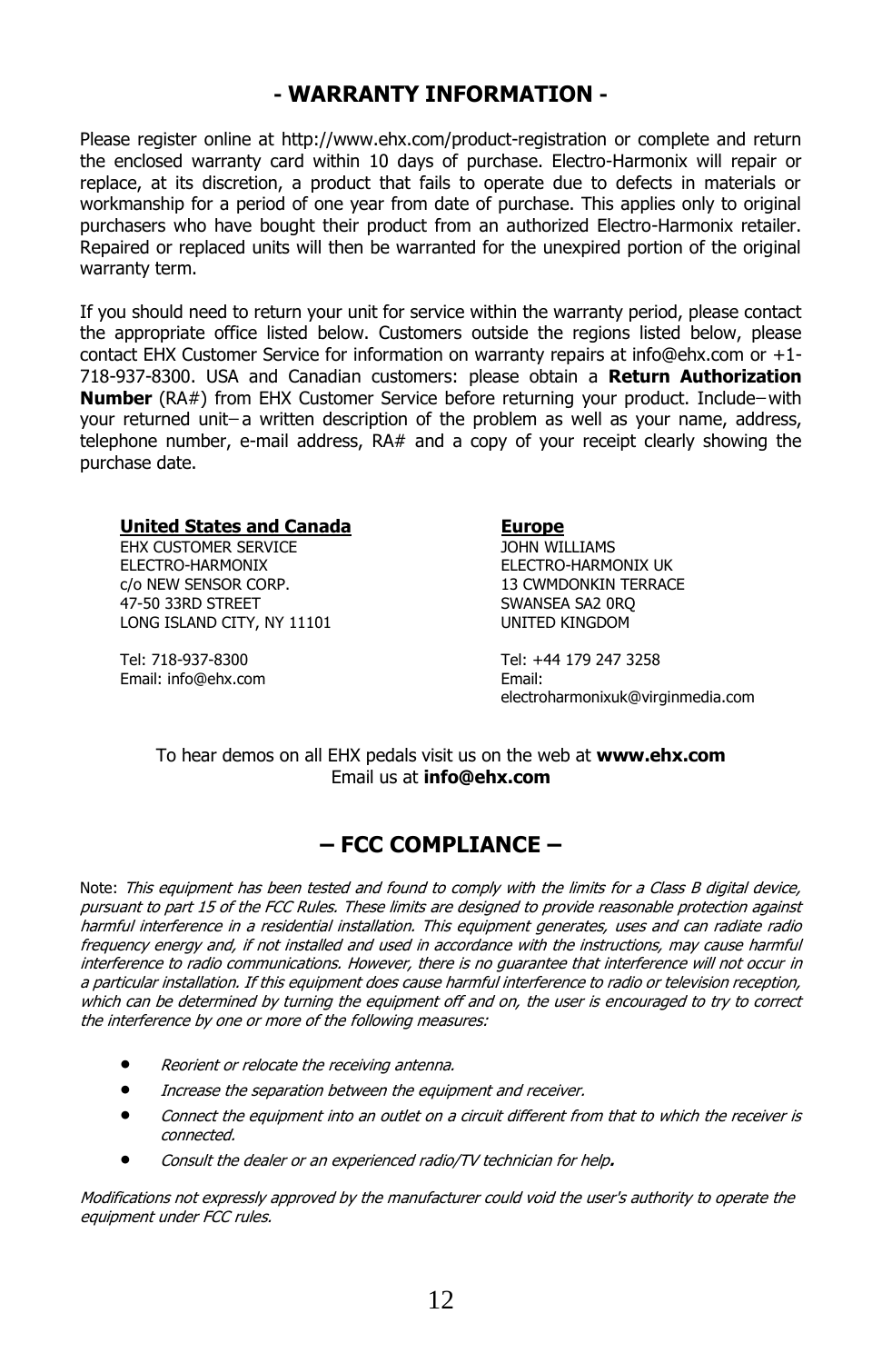## - WARRANTY INFORMATION -

Please register online at http://www.ehx.com/product-registration or complete and return the enclosed warranty card within 10 days of purchase. Electro-Harmonix will repair or replace, at its discretion, a product that fails to operate due to defects in materials or workmanship for a period of one year from date of purchase. This applies only to original purchasers who have bought their product from an authorized Electro-Harmonix retailer. Repaired or replaced units will then be warranted for the unexpired portion of the original warranty term.

If you should need to return your unit for service within the warranty period, please contact the appropriate office listed below. Customers outside the regions listed below, please contact EHX Customer Service for information on warranty repairs at info@ehx.com or +1-718-937-8300. USA and Canadian customers: please obtain a **Return Authorization Number** (RA#) from EHX Customer Service before returning your product. Include−with your returned unit−a written description of the problem as well as your name, address, telephone number, e-mail address, RA# and a copy of your receipt clearly showing the purchase date.

**United States and Canada**
EHX CUSTOMER SERVICE
ELECTRO-HARMONIX
c/o NEW SENSOR CORP.
47-50 33RD STREET
LONG ISLAND CITY, NY 11101

Tel: 718-937-8300
Email: info@ehx.com

**Europe**
JOHN WILLIAMS
ELECTRO-HARMONIX UK
13 CWMDONKIN TERRACE
SWANSEA SA2 0RQ
UNITED KINGDOM

Tel: +44 179 247 3258
Email: electroharmonixuk@virginmedia.com

To hear demos on all EHX pedals visit us on the web at **www.ehx.com**
Email us at **info@ehx.com**

## – FCC COMPLIANCE –

Note: *This equipment has been tested and found to comply with the limits for a Class B digital device, pursuant to part 15 of the FCC Rules. These limits are designed to provide reasonable protection against harmful interference in a residential installation. This equipment generates, uses and can radiate radio frequency energy and, if not installed and used in accordance with the instructions, may cause harmful interference to radio communications. However, there is no guarantee that interference will not occur in a particular installation. If this equipment does cause harmful interference to radio or television reception, which can be determined by turning the equipment off and on, the user is encouraged to try to correct the interference by one or more of the following measures:*

- *Reorient or relocate the receiving antenna.*
- *Increase the separation between the equipment and receiver.*
- *Connect the equipment into an outlet on a circuit different from that to which the receiver is connected.*
- *Consult the dealer or an experienced radio/TV technician for help.*

*Modifications not expressly approved by the manufacturer could void the user's authority to operate the equipment under FCC rules.*